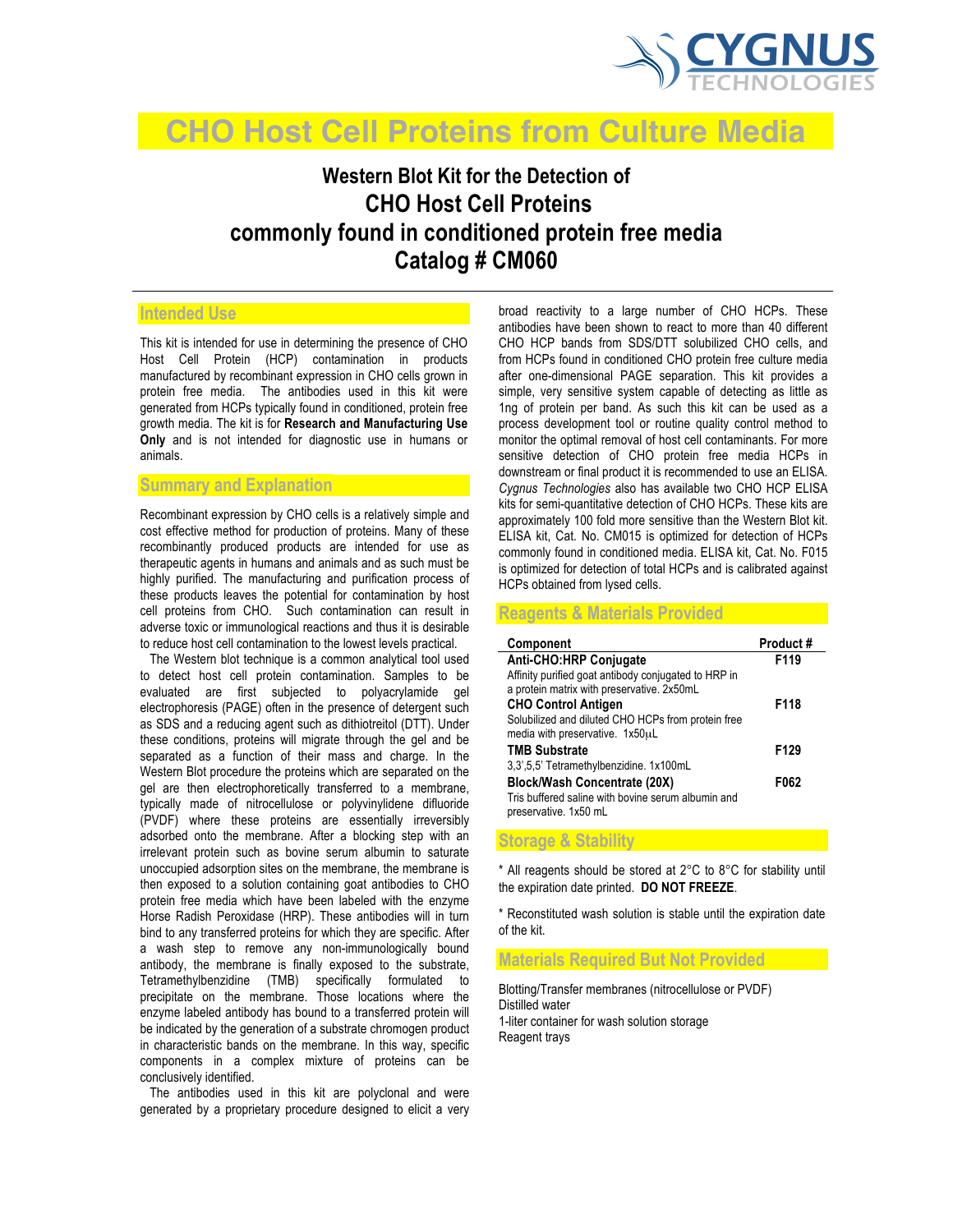CYGNUS TECHNOLOGIES

# CHO Host Cell Proteins from Culture Media

## Western Blot Kit for the Detection of CHO Host Cell Proteins commonly found in conditioned protein free media Catalog # CM060

### Intended Use

This kit is intended for use in determining the presence of CHO Host Cell Protein (HCP) contamination in products manufactured by recombinant expression in CHO cells grown in protein free media. The antibodies used in this kit were generated from HCPs typically found in conditioned, protein free growth media. The kit is for **Research and Manufacturing Use Only** and is not intended for diagnostic use in humans or animals.

### Summary and Explanation

Recombinant expression by CHO cells is a relatively simple and cost effective method for production of proteins. Many of these recombinantly produced products are intended for use as therapeutic agents in humans and animals and as such must be highly purified. The manufacturing and purification process of these products leaves the potential for contamination by host cell proteins from CHO. Such contamination can result in adverse toxic or immunological reactions and thus it is desirable to reduce host cell contamination to the lowest levels practical.

The Western blot technique is a common analytical tool used to detect host cell protein contamination. Samples to be evaluated are first subjected to polyacrylamide gel electrophoresis (PAGE) often in the presence of detergent such as SDS and a reducing agent such as dithiothreitol (DTT). Under these conditions, proteins will migrate through the gel and be separated as a function of their mass and charge. In the Western Blot procedure the proteins which are separated on the gel are then electrophoretically transferred to a membrane, typically made of nitrocellulose or polyvinylidene difluoride (PVDF) where these proteins are essentially irreversibly adsorbed onto the membrane. After a blocking step with an irrelevant protein such as bovine serum albumin to saturate unoccupied adsorption sites on the membrane, the membrane is then exposed to a solution containing goat antibodies to CHO protein free media which have been labeled with the enzyme Horse Radish Peroxidase (HRP). These antibodies will in turn bind to any transferred proteins for which they are specific. After a wash step to remove any non-immunologically bound antibody, the membrane is finally exposed to the substrate, Tetramethylbenzidine (TMB) specifically formulated to precipitate on the membrane. Those locations where the enzyme labeled antibody has bound to a transferred protein will be indicated by the generation of a substrate chromogen product in characteristic bands on the membrane. In this way, specific components in a complex mixture of proteins can be conclusively identified.

The antibodies used in this kit are polyclonal and were generated by a proprietary procedure designed to elicit a very broad reactivity to a large number of CHO HCPs. These antibodies have been shown to react to more than 40 different CHO HCP bands from SDS/DTT solubilized CHO cells, and from HCPs found in conditioned CHO protein free culture media after one-dimensional PAGE separation. This kit provides a simple, very sensitive system capable of detecting as little as 1ng of protein per band. As such this kit can be used as a process development tool or routine quality control method to monitor the optimal removal of host cell contaminants. For more sensitive detection of CHO protein free media HCPs in downstream or final product it is recommended to use an ELISA. *Cygnus Technologies* also has available two CHO HCP ELISA kits for semi-quantitative detection of CHO HCPs. These kits are approximately 100 fold more sensitive than the Western Blot kit. ELISA kit, Cat. No. CM015 is optimized for detection of HCPs commonly found in conditioned media. ELISA kit, Cat. No. F015 is optimized for detection of total HCPs and is calibrated against HCPs obtained from lysed cells.

### Reagents & Materials Provided

| Component | Product # |
|---|---|
| **Anti-CHO:HRP Conjugate**<br>Affinity purified goat antibody conjugated to HRP in a protein matrix with preservative. 2x50mL | F119 |
| **CHO Control Antigen**<br>Solubilized and diluted CHO HCPs from protein free media with preservative. 1x50μL | F118 |
| **TMB Substrate**<br>3,3',5,5' Tetramethylbenzidine. 1x100mL | F129 |
| **Block/Wash Concentrate (20X)**<br>Tris buffered saline with bovine serum albumin and preservative. 1x50 mL | F062 |

### Storage & Stability

* All reagents should be stored at 2°C to 8°C for stability until the expiration date printed. **DO NOT FREEZE**.

* Reconstituted wash solution is stable until the expiration date of the kit.

### Materials Required But Not Provided

Blotting/Transfer membranes (nitrocellulose or PVDF)
Distilled water
1-liter container for wash solution storage
Reagent trays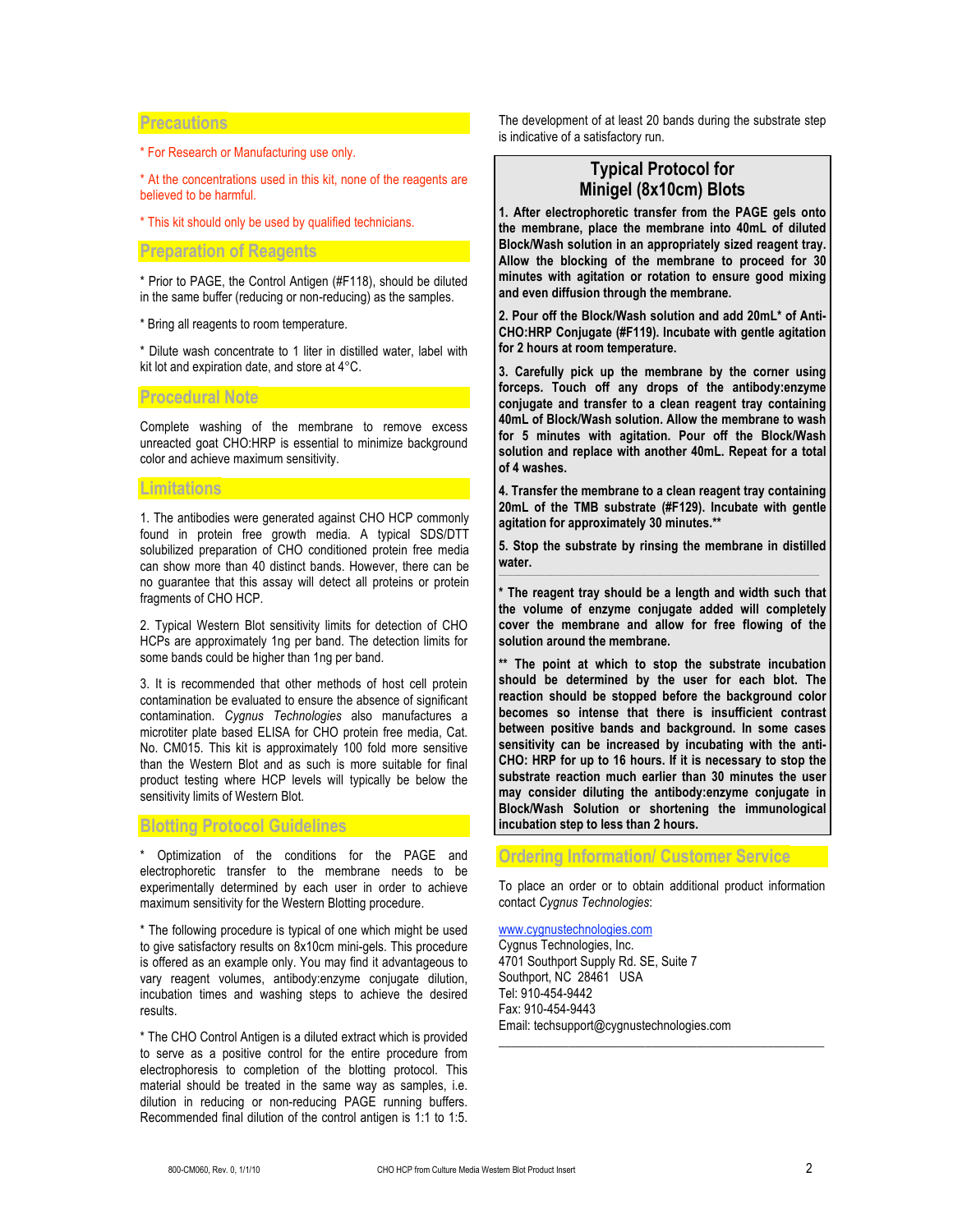## Precautions

* For Research or Manufacturing use only.

* At the concentrations used in this kit, none of the reagents are believed to be harmful.

* This kit should only be used by qualified technicians.

## Preparation of Reagents

* Prior to PAGE, the Control Antigen (#F118), should be diluted in the same buffer (reducing or non-reducing) as the samples.

* Bring all reagents to room temperature.

* Dilute wash concentrate to 1 liter in distilled water, label with kit lot and expiration date, and store at 4°C.

## Procedural Note

Complete washing of the membrane to remove excess unreacted goat CHO:HRP is essential to minimize background color and achieve maximum sensitivity.

## Limitations

1. The antibodies were generated against CHO HCP commonly found in protein free growth media. A typical SDS/DTT solubilized preparation of CHO conditioned protein free media can show more than 40 distinct bands. However, there can be no guarantee that this assay will detect all proteins or protein fragments of CHO HCP.

2. Typical Western Blot sensitivity limits for detection of CHO HCPs are approximately 1ng per band. The detection limits for some bands could be higher than 1ng per band.

3. It is recommended that other methods of host cell protein contamination be evaluated to ensure the absence of significant contamination. *Cygnus Technologies* also manufactures a microtiter plate based ELISA for CHO protein free media, Cat. No. CM015. This kit is approximately 100 fold more sensitive than the Western Blot and as such is more suitable for final product testing where HCP levels will typically be below the sensitivity limits of Western Blot.

## Blotting Protocol Guidelines

* Optimization of the conditions for the PAGE and electrophoretic transfer to the membrane needs to be experimentally determined by each user in order to achieve maximum sensitivity for the Western Blotting procedure.

* The following procedure is typical of one which might be used to give satisfactory results on 8x10cm mini-gels. This procedure is offered as an example only. You may find it advantageous to vary reagent volumes, antibody:enzyme conjugate dilution, incubation times and washing steps to achieve the desired results.

* The CHO Control Antigen is a diluted extract which is provided to serve as a positive control for the entire procedure from electrophoresis to completion of the blotting protocol. This material should be treated in the same way as samples, i.e. dilution in reducing or non-reducing PAGE running buffers. Recommended final dilution of the control antigen is 1:1 to 1:5.

The development of at least 20 bands during the substrate step is indicative of a satisfactory run.

### Typical Protocol for Minigel (8x10cm) Blots

**1. After electrophoretic transfer from the PAGE gels onto the membrane, place the membrane into 40mL of diluted Block/Wash solution in an appropriately sized reagent tray. Allow the blocking of the membrane to proceed for 30 minutes with agitation or rotation to ensure good mixing and even diffusion through the membrane.**

**2. Pour off the Block/Wash solution and add 20mL* of Anti-CHO:HRP Conjugate (#F119). Incubate with gentle agitation for 2 hours at room temperature.**

**3. Carefully pick up the membrane by the corner using forceps. Touch off any drops of the antibody:enzyme conjugate and transfer to a clean reagent tray containing 40mL of Block/Wash solution. Allow the membrane to wash for 5 minutes with agitation. Pour off the Block/Wash solution and replace with another 40mL. Repeat for a total of 4 washes.**

**4. Transfer the membrane to a clean reagent tray containing 20mL of the TMB substrate (#F129). Incubate with gentle agitation for approximately 30 minutes.****

**5. Stop the substrate by rinsing the membrane in distilled water.**

**\* The reagent tray should be a length and width such that the volume of enzyme conjugate added will completely cover the membrane and allow for free flowing of the solution around the membrane.**

**\*\* The point at which to stop the substrate incubation should be determined by the user for each blot. The reaction should be stopped before the background color becomes so intense that there is insufficient contrast between positive bands and background. In some cases sensitivity can be increased by incubating with the anti-CHO: HRP for up to 16 hours. If it is necessary to stop the substrate reaction much earlier than 30 minutes the user may consider diluting the antibody:enzyme conjugate in Block/Wash Solution or shortening the immunological incubation step to less than 2 hours.**

## Ordering Information/ Customer Service

To place an order or to obtain additional product information contact *Cygnus Technologies*:

www.cygnustechnologies.com
Cygnus Technologies, Inc.
4701 Southport Supply Rd. SE, Suite 7
Southport, NC 28461 USA
Tel: 910-454-9442
Fax: 910-454-9443
Email: techsupport@cygnustechnologies.com